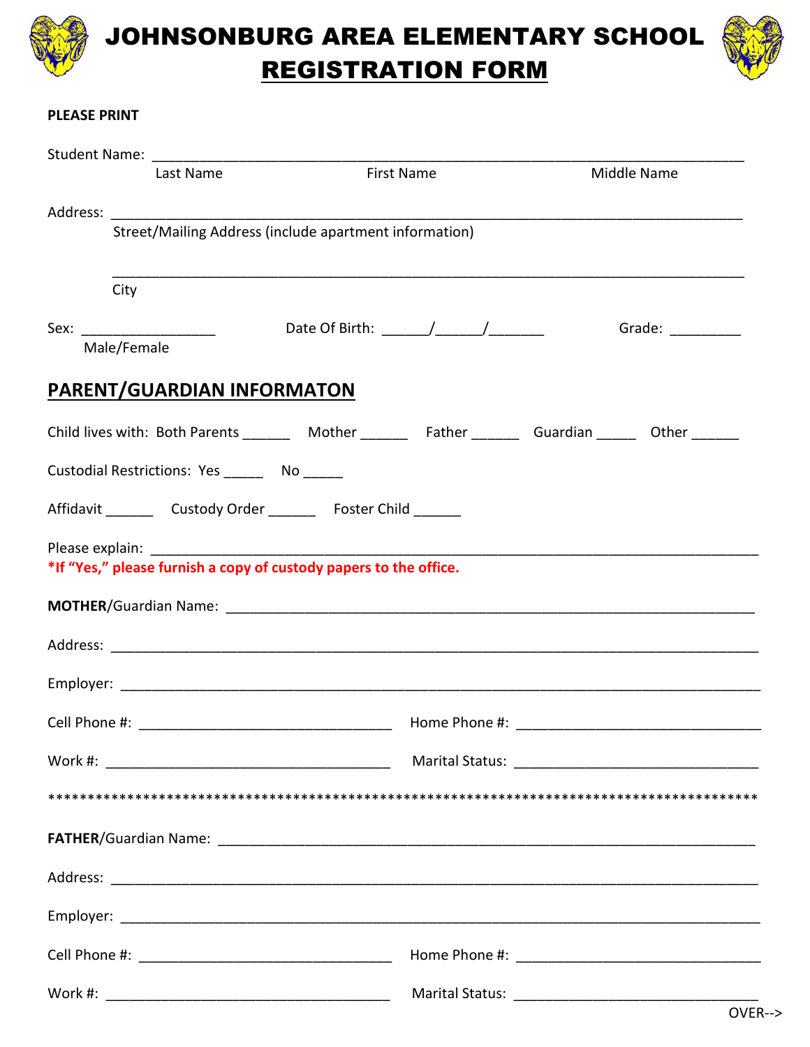# JOHNSONBURG AREA ELEMENTARY SCHOOL

## REGISTRATION FORM

**PLEASE PRINT**

Student Name: ___________________________________________________________________________
Last Name First Name Middle Name

Address: _______________________________________________________________________________
Street/Mailing Address (include apartment information)

_______________________________________________________________________________
City

Sex: _________________ Date Of Birth: ______/______/_______ Grade: _________
Male/Female

## PARENT/GUARDIAN INFORMATON

Child lives with: Both Parents ______ Mother ______ Father ______ Guardian _____ Other ______

Custodial Restrictions: Yes _____ No _____

Affidavit ______ Custody Order ______ Foster Child ______

Please explain: ________________________________________________________________________

***If "Yes," please furnish a copy of custody papers to the office.**

**MOTHER**/Guardian Name: _______________________________________________________________

Address: _______________________________________________________________________________

Employer: ______________________________________________________________________________

Cell Phone #: ________________________________ Home Phone #: _______________________________

Work #: ____________________________________ Marital Status: _______________________________

*********************************************************************************************

**FATHER**/Guardian Name: _______________________________________________________________

Address: _______________________________________________________________________________

Employer: ______________________________________________________________________________

Cell Phone #: ________________________________ Home Phone #: _______________________________

Work #: ____________________________________ Marital Status: _______________________________

OVER-->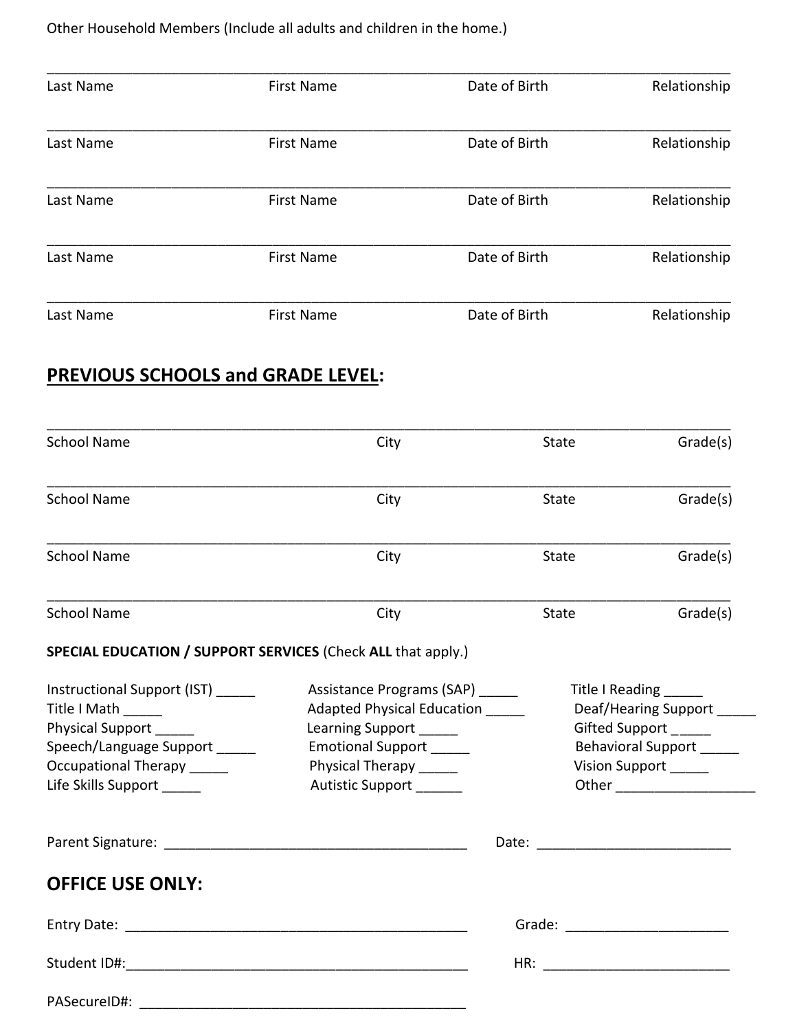Other Household Members (Include all adults and children in the home.)

| Last Name | First Name | Date of Birth | Relationship |
| --- | --- | --- | --- |
| | | | |
| | | | |
| | | | |
| | | | |
| | | | |

## PREVIOUS SCHOOLS and GRADE LEVEL:

| School Name | City | State | Grade(s) |
| --- | --- | --- | --- |
| | | | |
| | | | |
| | | | |
| | | | |

**SPECIAL EDUCATION / SUPPORT SERVICES** (Check **ALL** that apply.)

Instructional Support (IST) _____
Title I Math _____
Physical Support _____
Speech/Language Support _____
Occupational Therapy _____
Life Skills Support _____
Assistance Programs (SAP) _____
Adapted Physical Education _____
Learning Support _____
Emotional Support _____
Physical Therapy _____
Autistic Support ______
Title I Reading _____
Deaf/Hearing Support _____
Gifted Support _____
Behavioral Support _____
Vision Support _____
Other __________________

Parent Signature: ________________________________________ Date: __________________________

## OFFICE USE ONLY:

Entry Date: ____________________________________________ Grade: _____________________

Student ID#:____________________________________________ HR: _________________________

PASecureID#: ___________________________________________